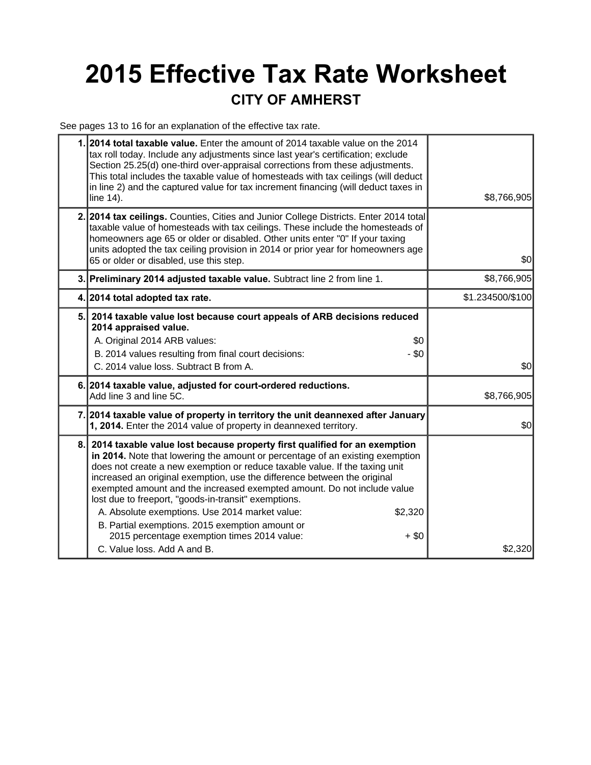# 2015 Effective Tax Rate Worksheet

## CITY OF AMHERST

See pages 13 to 16 for an explanation of the effective tax rate.

| | | |
|---|---|---|
| 1. | **2014 total taxable value.** Enter the amount of 2014 taxable value on the 2014 tax roll today. Include any adjustments since last year's certification; exclude Section 25.25(d) one-third over-appraisal corrections from these adjustments. This total includes the taxable value of homesteads with tax ceilings (will deduct in line 2) and the captured value for tax increment financing (will deduct taxes in line 14). | $8,766,905 |
| 2. | **2014 tax ceilings.** Counties, Cities and Junior College Districts. Enter 2014 total taxable value of homesteads with tax ceilings. These include the homesteads of homeowners age 65 or older or disabled. Other units enter "0" If your taxing units adopted the tax ceiling provision in 2014 or prior year for homeowners age 65 or older or disabled, use this step. | $0 |
| 3. | **Preliminary 2014 adjusted taxable value.** Subtract line 2 from line 1. | $8,766,905 |
| 4. | **2014 total adopted tax rate.** | $1.234500/$100 |
| 5. | **2014 taxable value lost because court appeals of ARB decisions reduced 2014 appraised value.**<br>A. Original 2014 ARB values: $0<br>B. 2014 values resulting from final court decisions: - $0<br>C. 2014 value loss. Subtract B from A. | $0 |
| 6. | **2014 taxable value, adjusted for court-ordered reductions.** Add line 3 and line 5C. | $8,766,905 |
| 7. | **2014 taxable value of property in territory the unit deannexed after January 1, 2014.** Enter the 2014 value of property in deannexed territory. | $0 |
| 8. | **2014 taxable value lost because property first qualified for an exemption in 2014.** Note that lowering the amount or percentage of an existing exemption does not create a new exemption or reduce taxable value. If the taxing unit increased an original exemption, use the difference between the original exempted amount and the increased exempted amount. Do not include value lost due to freeport, "goods-in-transit" exemptions.<br>A. Absolute exemptions. Use 2014 market value: $2,320<br>B. Partial exemptions. 2015 exemption amount or 2015 percentage exemption times 2014 value: + $0<br>C. Value loss. Add A and B. | $2,320 |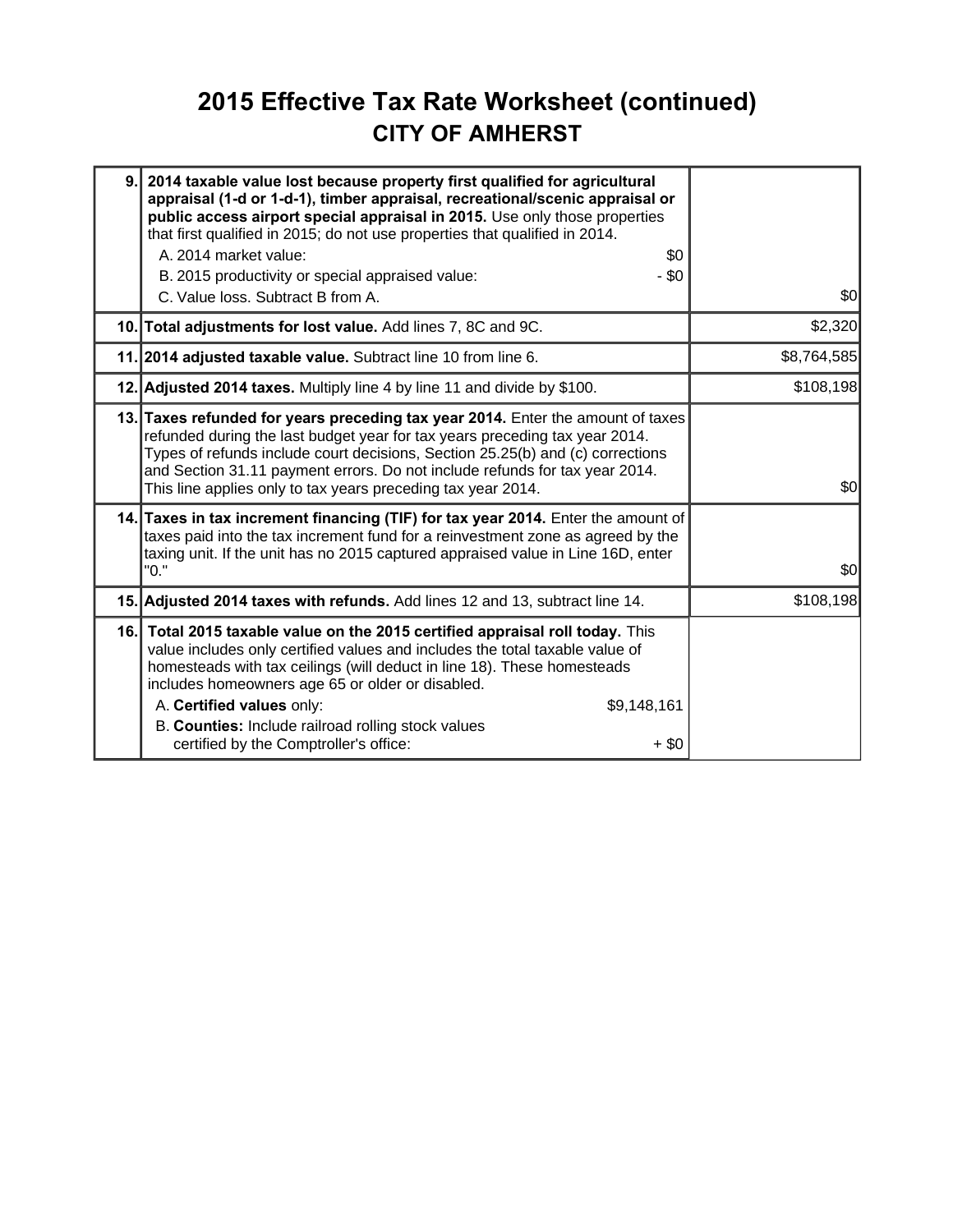# 2015 Effective Tax Rate Worksheet (continued)

## CITY OF AMHERST

| | | |
|---|---|---|
| 9. | **2014 taxable value lost because property first qualified for agricultural appraisal (1-d or 1-d-1), timber appraisal, recreational/scenic appraisal or public access airport special appraisal in 2015.** Use only those properties that first qualified in 2015; do not use properties that qualified in 2014.<br>A. 2014 market value: $0<br>B. 2015 productivity or special appraised value: - $0<br>C. Value loss. Subtract B from A. | $0 |
| 10. | **Total adjustments for lost value.** Add lines 7, 8C and 9C. | $2,320 |
| 11. | **2014 adjusted taxable value.** Subtract line 10 from line 6. | $8,764,585 |
| 12. | **Adjusted 2014 taxes.** Multiply line 4 by line 11 and divide by $100. | $108,198 |
| 13. | **Taxes refunded for years preceding tax year 2014.** Enter the amount of taxes refunded during the last budget year for tax years preceding tax year 2014. Types of refunds include court decisions, Section 25.25(b) and (c) corrections and Section 31.11 payment errors. Do not include refunds for tax year 2014. This line applies only to tax years preceding tax year 2014. | $0 |
| 14. | **Taxes in tax increment financing (TIF) for tax year 2014.** Enter the amount of taxes paid into the tax increment fund for a reinvestment zone as agreed by the taxing unit. If the unit has no 2015 captured appraised value in Line 16D, enter "0." | $0 |
| 15. | **Adjusted 2014 taxes with refunds.** Add lines 12 and 13, subtract line 14. | $108,198 |
| 16. | **Total 2015 taxable value on the 2015 certified appraisal roll today.** This value includes only certified values and includes the total taxable value of homesteads with tax ceilings (will deduct in line 18). These homesteads includes homeowners age 65 or older or disabled.<br>A. **Certified values** only: $9,148,161<br>B. **Counties:** Include railroad rolling stock values certified by the Comptroller's office: + $0 | |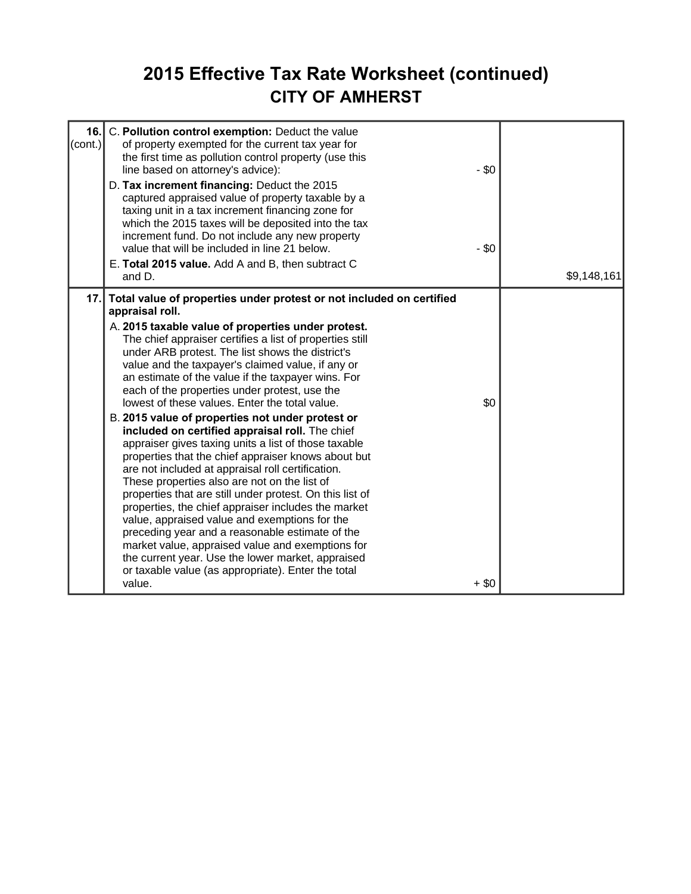# 2015 Effective Tax Rate Worksheet (continued)

## CITY OF AMHERST

| Line | Description | Amount | Total |
|---|---|---|---|
| **16.** (cont.) | C. **Pollution control exemption:** Deduct the value of property exempted for the current tax year for the first time as pollution control property (use this line based on attorney's advice): | - $0 | |
| | D. **Tax increment financing:** Deduct the 2015 captured appraised value of property taxable by a taxing unit in a tax increment financing zone for which the 2015 taxes will be deposited into the tax increment fund. Do not include any new property value that will be included in line 21 below. | - $0 | |
| | E. **Total 2015 value.** Add A and B, then subtract C and D. | | $9,148,161 |
| **17.** | **Total value of properties under protest or not included on certified appraisal roll.** | | |
| | A. **2015 taxable value of properties under protest.** The chief appraiser certifies a list of properties still under ARB protest. The list shows the district's value and the taxpayer's claimed value, if any or an estimate of the value if the taxpayer wins. For each of the properties under protest, use the lowest of these values. Enter the total value. | $0 | |
| | B. **2015 value of properties not under protest or included on certified appraisal roll.** The chief appraiser gives taxing units a list of those taxable properties that the chief appraiser knows about but are not included at appraisal roll certification. These properties also are not on the list of properties that are still under protest. On this list of properties, the chief appraiser includes the market value, appraised value and exemptions for the preceding year and a reasonable estimate of the market value, appraised value and exemptions for the current year. Use the lower market, appraised or taxable value (as appropriate). Enter the total value. | + $0 | |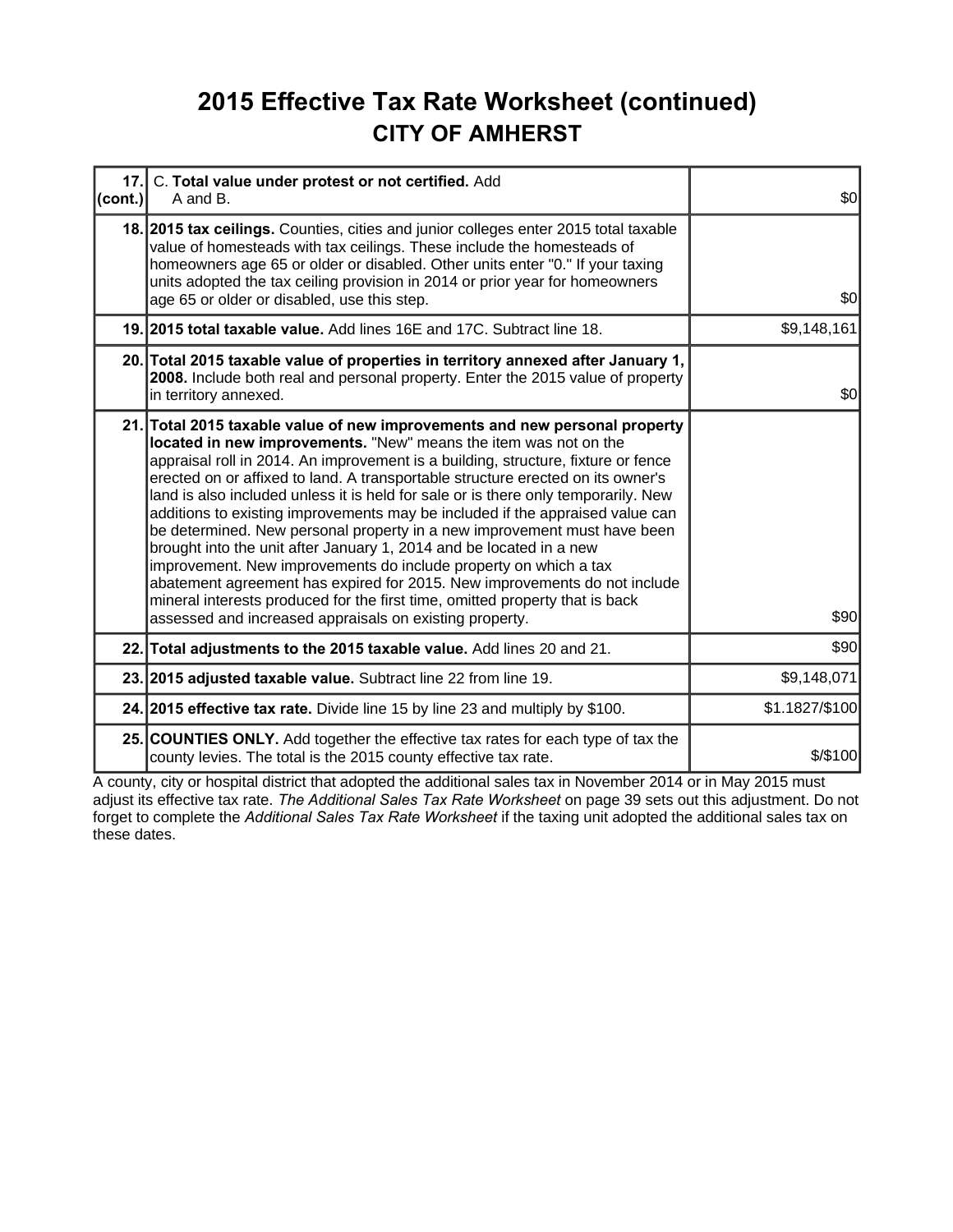# 2015 Effective Tax Rate Worksheet (continued)

## CITY OF AMHERST

| | | |
|---|---|---|
| **17. (cont.)** | C. **Total value under protest or not certified.** Add A and B. | $0 |
| **18.** | **2015 tax ceilings.** Counties, cities and junior colleges enter 2015 total taxable value of homesteads with tax ceilings. These include the homesteads of homeowners age 65 or older or disabled. Other units enter "0." If your taxing units adopted the tax ceiling provision in 2014 or prior year for homeowners age 65 or older or disabled, use this step. | $0 |
| **19.** | **2015 total taxable value.** Add lines 16E and 17C. Subtract line 18. | $9,148,161 |
| **20.** | **Total 2015 taxable value of properties in territory annexed after January 1, 2008.** Include both real and personal property. Enter the 2015 value of property in territory annexed. | $0 |
| **21.** | **Total 2015 taxable value of new improvements and new personal property located in new improvements.** "New" means the item was not on the appraisal roll in 2014. An improvement is a building, structure, fixture or fence erected on or affixed to land. A transportable structure erected on its owner's land is also included unless it is held for sale or is there only temporarily. New additions to existing improvements may be included if the appraised value can be determined. New personal property in a new improvement must have been brought into the unit after January 1, 2014 and be located in a new improvement. New improvements do include property on which a tax abatement agreement has expired for 2015. New improvements do not include mineral interests produced for the first time, omitted property that is back assessed and increased appraisals on existing property. | $90 |
| **22.** | **Total adjustments to the 2015 taxable value.** Add lines 20 and 21. | $90 |
| **23.** | **2015 adjusted taxable value.** Subtract line 22 from line 19. | $9,148,071 |
| **24.** | **2015 effective tax rate.** Divide line 15 by line 23 and multiply by $100. | $1.1827/$100 |
| **25.** | **COUNTIES ONLY.** Add together the effective tax rates for each type of tax the county levies. The total is the 2015 county effective tax rate. | $/$100 |

A county, city or hospital district that adopted the additional sales tax in November 2014 or in May 2015 must adjust its effective tax rate. *The Additional Sales Tax Rate Worksheet* on page 39 sets out this adjustment. Do not forget to complete the *Additional Sales Tax Rate Worksheet* if the taxing unit adopted the additional sales tax on these dates.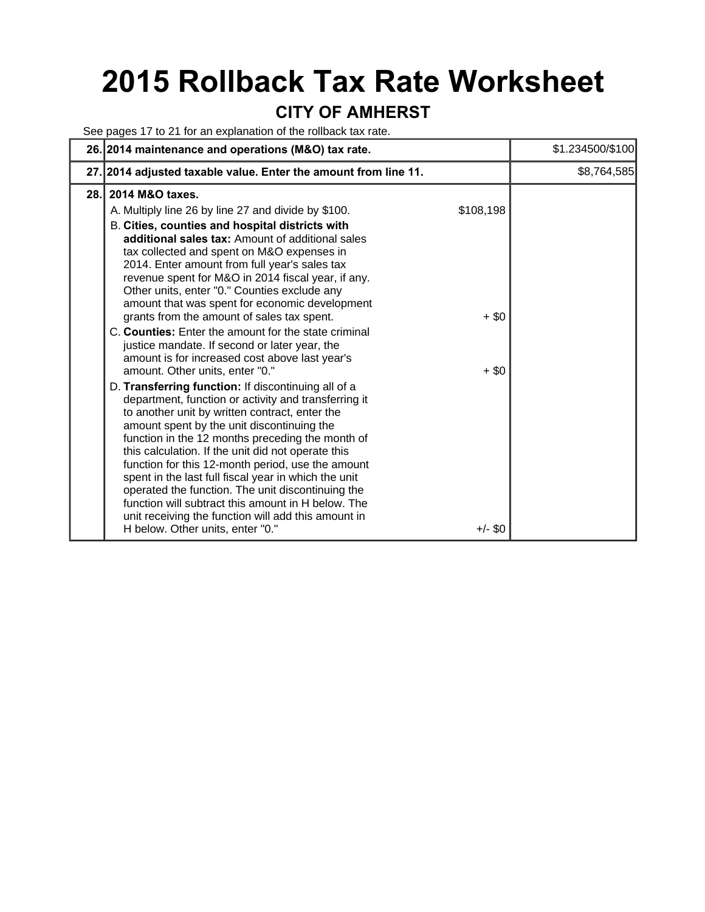# 2015 Rollback Tax Rate Worksheet

## CITY OF AMHERST

See pages 17 to 21 for an explanation of the rollback tax rate.

| Line | Description | | Amount |
|---|---|---|---|
| 26. | **2014 maintenance and operations (M&O) tax rate.** | | $1.234500/$100 |
| 27. | **2014 adjusted taxable value. Enter the amount from line 11.** | | $8,764,585 |
| 28. | **2014 M&O taxes.** | | |
| | A. Multiply line 26 by line 27 and divide by $100. | $108,198 | |
| | B. **Cities, counties and hospital districts with additional sales tax:** Amount of additional sales tax collected and spent on M&O expenses in 2014. Enter amount from full year's sales tax revenue spent for M&O in 2014 fiscal year, if any. Other units, enter "0." Counties exclude any amount that was spent for economic development grants from the amount of sales tax spent. | + $0 | |
| | C. **Counties:** Enter the amount for the state criminal justice mandate. If second or later year, the amount is for increased cost above last year's amount. Other units, enter "0." | + $0 | |
| | D. **Transferring function:** If discontinuing all of a department, function or activity and transferring it to another unit by written contract, enter the amount spent by the unit discontinuing the function in the 12 months preceding the month of this calculation. If the unit did not operate this function for this 12-month period, use the amount spent in the last full fiscal year in which the unit operated the function. The unit discontinuing the function will subtract this amount in H below. The unit receiving the function will add this amount in H below. Other units, enter "0." | +/- $0 | |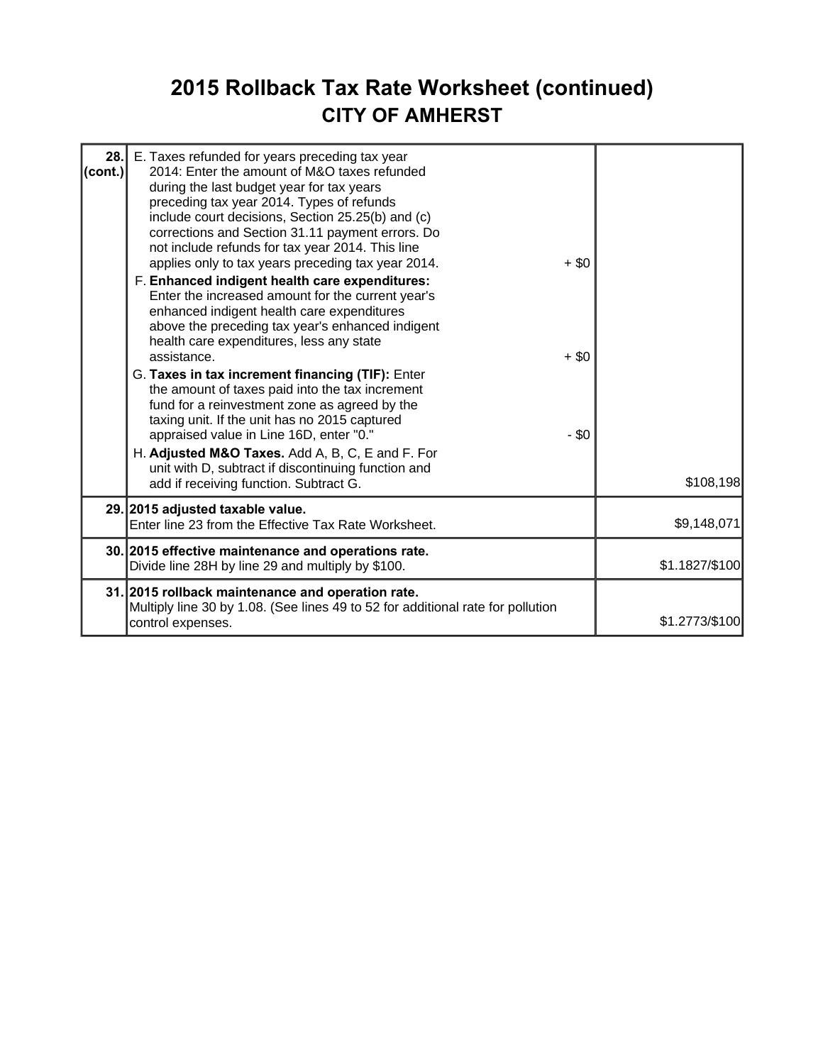# 2015 Rollback Tax Rate Worksheet (continued)

## CITY OF AMHERST

| | | |
|---|---|---|
| **28. (cont.)** | E. Taxes refunded for years preceding tax year 2014: Enter the amount of M&O taxes refunded during the last budget year for tax years preceding tax year 2014. Types of refunds include court decisions, Section 25.25(b) and (c) corrections and Section 31.11 payment errors. Do not include refunds for tax year 2014. This line applies only to tax years preceding tax year 2014. + $0<br>F. **Enhanced indigent health care expenditures:** Enter the increased amount for the current year's enhanced indigent health care expenditures above the preceding tax year's enhanced indigent health care expenditures, less any state assistance. + $0<br>G. **Taxes in tax increment financing (TIF):** Enter the amount of taxes paid into the tax increment fund for a reinvestment zone as agreed by the taxing unit. If the unit has no 2015 captured appraised value in Line 16D, enter "0." - $0<br>H. **Adjusted M&O Taxes.** Add A, B, C, E and F. For unit with D, subtract if discontinuing function and add if receiving function. Subtract G. | $108,198 |
| **29.** | **2015 adjusted taxable value.**<br>Enter line 23 from the Effective Tax Rate Worksheet. | $9,148,071 |
| **30.** | **2015 effective maintenance and operations rate.**<br>Divide line 28H by line 29 and multiply by $100. | $1.1827/$100 |
| **31.** | **2015 rollback maintenance and operation rate.**<br>Multiply line 30 by 1.08. (See lines 49 to 52 for additional rate for pollution control expenses. | $1.2773/$100 |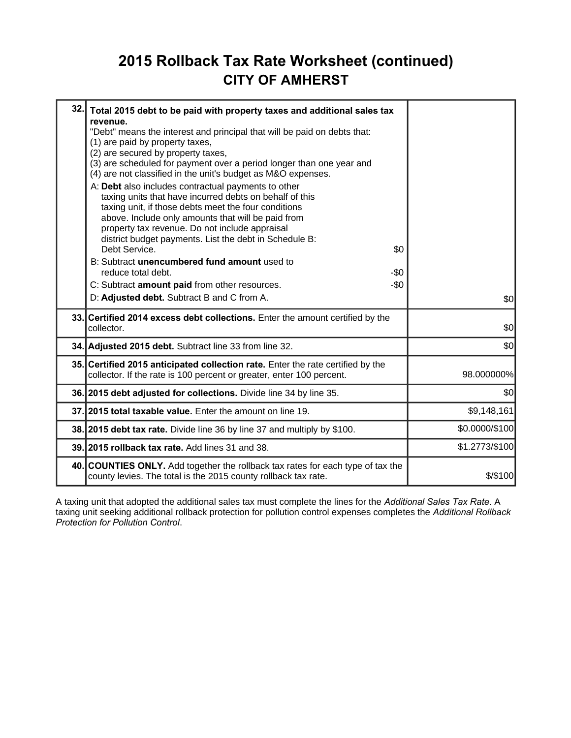# 2015 Rollback Tax Rate Worksheet (continued)

## CITY OF AMHERST

| | | |
|---|---|---|
| 32. | **Total 2015 debt to be paid with property taxes and additional sales tax revenue.**<br>"Debt" means the interest and principal that will be paid on debts that:<br>(1) are paid by property taxes,<br>(2) are secured by property taxes,<br>(3) are scheduled for payment over a period longer than one year and<br>(4) are not classified in the unit's budget as M&O expenses.<br>A: **Debt** also includes contractual payments to other taxing units that have incurred debts on behalf of this taxing unit, if those debts meet the four conditions above. Include only amounts that will be paid from property tax revenue. Do not include appraisal district budget payments. List the debt in Schedule B: Debt Service. $0<br>B: Subtract **unencumbered fund amount** used to reduce total debt. -$0<br>C: Subtract **amount paid** from other resources. -$0<br>D: **Adjusted debt.** Subtract B and C from A. | $0 |
| 33. | **Certified 2014 excess debt collections.** Enter the amount certified by the collector. | $0 |
| 34. | **Adjusted 2015 debt.** Subtract line 33 from line 32. | $0 |
| 35. | **Certified 2015 anticipated collection rate.** Enter the rate certified by the collector. If the rate is 100 percent or greater, enter 100 percent. | 98.000000% |
| 36. | **2015 debt adjusted for collections.** Divide line 34 by line 35. | $0 |
| 37. | **2015 total taxable value.** Enter the amount on line 19. | $9,148,161 |
| 38. | **2015 debt tax rate.** Divide line 36 by line 37 and multiply by $100. | $0.0000/$100 |
| 39. | **2015 rollback tax rate.** Add lines 31 and 38. | $1.2773/$100 |
| 40. | **COUNTIES ONLY.** Add together the rollback tax rates for each type of tax the county levies. The total is the 2015 county rollback tax rate. | $/$100 |

A taxing unit that adopted the additional sales tax must complete the lines for the *Additional Sales Tax Rate*. A taxing unit seeking additional rollback protection for pollution control expenses completes the *Additional Rollback Protection for Pollution Control*.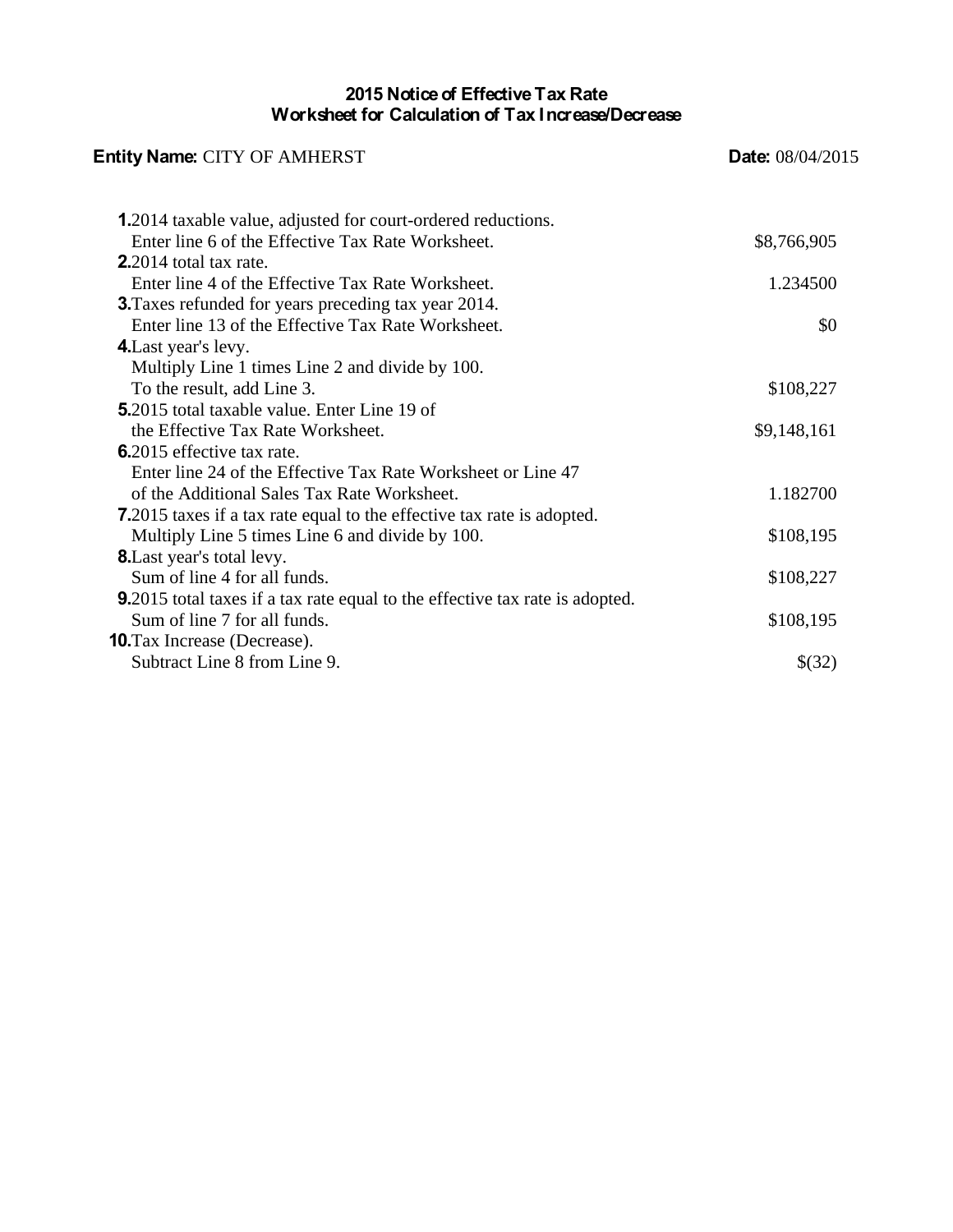## 2015 Notice of Effective Tax Rate
## Worksheet for Calculation of Tax Increase/Decrease

**Entity Name:** CITY OF AMHERST **Date:** 08/04/2015

| | |
|---|---|
| **1.** 2014 taxable value, adjusted for court-ordered reductions. Enter line 6 of the Effective Tax Rate Worksheet. | $8,766,905 |
| **2.** 2014 total tax rate. Enter line 4 of the Effective Tax Rate Worksheet. | 1.234500 |
| **3.** Taxes refunded for years preceding tax year 2014. Enter line 13 of the Effective Tax Rate Worksheet. | $0 |
| **4.** Last year's levy. Multiply Line 1 times Line 2 and divide by 100. To the result, add Line 3. | $108,227 |
| **5.** 2015 total taxable value. Enter Line 19 of the Effective Tax Rate Worksheet. | $9,148,161 |
| **6.** 2015 effective tax rate. Enter line 24 of the Effective Tax Rate Worksheet or Line 47 of the Additional Sales Tax Rate Worksheet. | 1.182700 |
| **7.** 2015 taxes if a tax rate equal to the effective tax rate is adopted. Multiply Line 5 times Line 6 and divide by 100. | $108,195 |
| **8.** Last year's total levy. Sum of line 4 for all funds. | $108,227 |
| **9.** 2015 total taxes if a tax rate equal to the effective tax rate is adopted. Sum of line 7 for all funds. | $108,195 |
| **10.** Tax Increase (Decrease). Subtract Line 8 from Line 9. | $(32) |